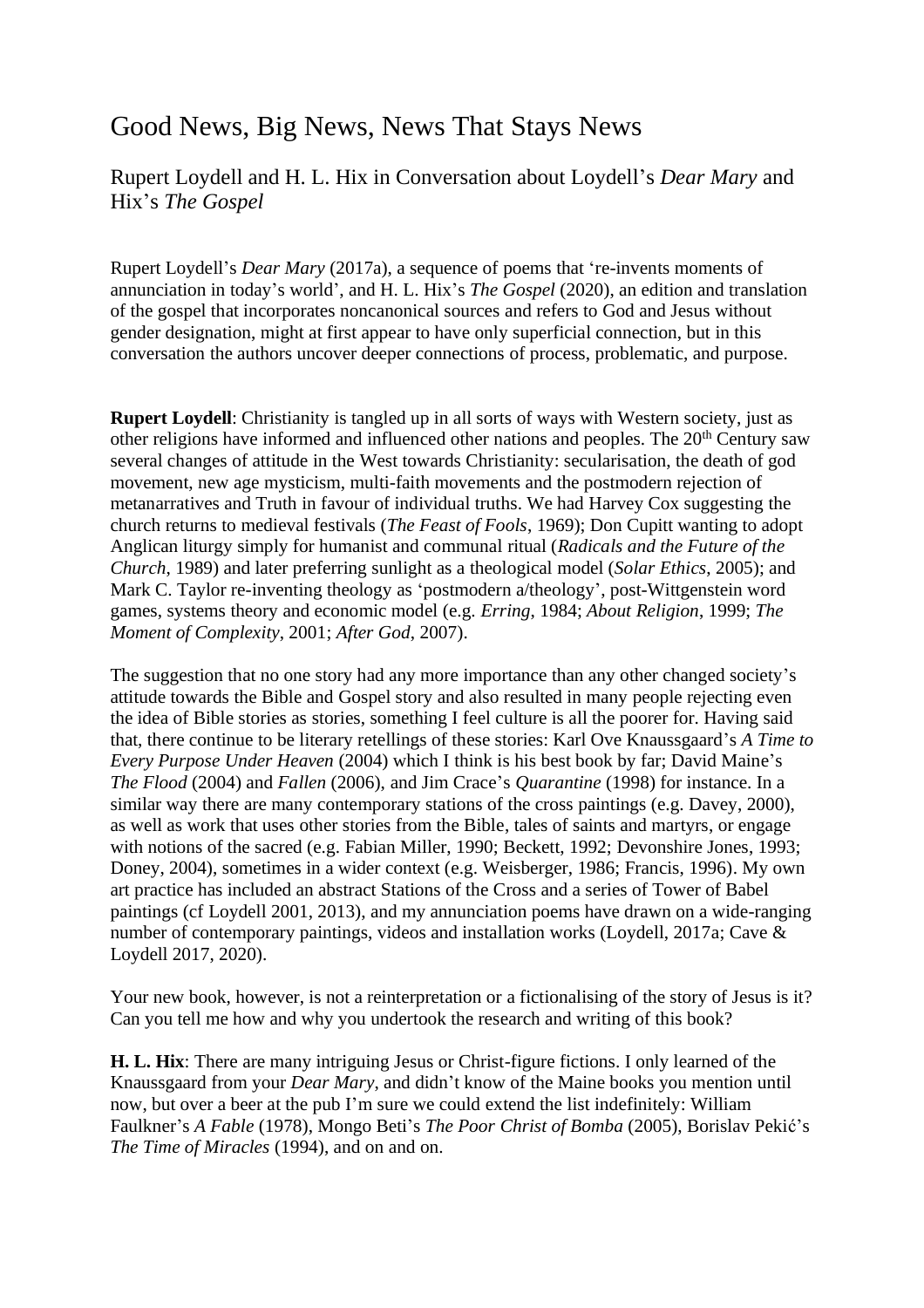# Good News, Big News, News That Stays News

## Rupert Loydell and H. L. Hix in Conversation about Loydell's *Dear Mary* and Hix's *The Gospel*

Rupert Loydell's *Dear Mary* (2017a), a sequence of poems that 're-invents moments of annunciation in today's world', and H. L. Hix's *The Gospel* (2020), an edition and translation of the gospel that incorporates noncanonical sources and refers to God and Jesus without gender designation, might at first appear to have only superficial connection, but in this conversation the authors uncover deeper connections of process, problematic, and purpose.

**Rupert Loydell**: Christianity is tangled up in all sorts of ways with Western society, just as other religions have informed and influenced other nations and peoples. The 20th Century saw several changes of attitude in the West towards Christianity: secularisation, the death of god movement, new age mysticism, multi-faith movements and the postmodern rejection of metanarratives and Truth in favour of individual truths. We had Harvey Cox suggesting the church returns to medieval festivals (*The Feast of Fools*, 1969); Don Cupitt wanting to adopt Anglican liturgy simply for humanist and communal ritual (*Radicals and the Future of the Church*, 1989) and later preferring sunlight as a theological model (*Solar Ethics*, 2005); and Mark C. Taylor re-inventing theology as 'postmodern a/theology', post-Wittgenstein word games, systems theory and economic model (e.g. *Erring*, 1984; *About Religion*, 1999; *The Moment of Complexity*, 2001; *After God*, 2007).

The suggestion that no one story had any more importance than any other changed society's attitude towards the Bible and Gospel story and also resulted in many people rejecting even the idea of Bible stories as stories, something I feel culture is all the poorer for. Having said that, there continue to be literary retellings of these stories: Karl Ove Knaussgaard's *A Time to Every Purpose Under Heaven* (2004) which I think is his best book by far; David Maine's *The Flood* (2004) and *Fallen* (2006), and Jim Crace's *Quarantine* (1998) for instance. In a similar way there are many contemporary stations of the cross paintings (e.g. Davey, 2000), as well as work that uses other stories from the Bible, tales of saints and martyrs, or engage with notions of the sacred (e.g. Fabian Miller, 1990; Beckett, 1992; Devonshire Jones, 1993; Doney, 2004), sometimes in a wider context (e.g. Weisberger, 1986; Francis, 1996). My own art practice has included an abstract Stations of the Cross and a series of Tower of Babel paintings (cf Loydell 2001, 2013), and my annunciation poems have drawn on a wide-ranging number of contemporary paintings, videos and installation works (Loydell, 2017a; Cave & Loydell 2017, 2020).

Your new book, however, is not a reinterpretation or a fictionalising of the story of Jesus is it? Can you tell me how and why you undertook the research and writing of this book?

**H. L. Hix**: There are many intriguing Jesus or Christ-figure fictions. I only learned of the Knaussgaard from your *Dear Mary*, and didn't know of the Maine books you mention until now, but over a beer at the pub I'm sure we could extend the list indefinitely: William Faulkner's *A Fable* (1978), Mongo Beti's *The Poor Christ of Bomba* (2005), Borislav Pekić's *The Time of Miracles* (1994), and on and on.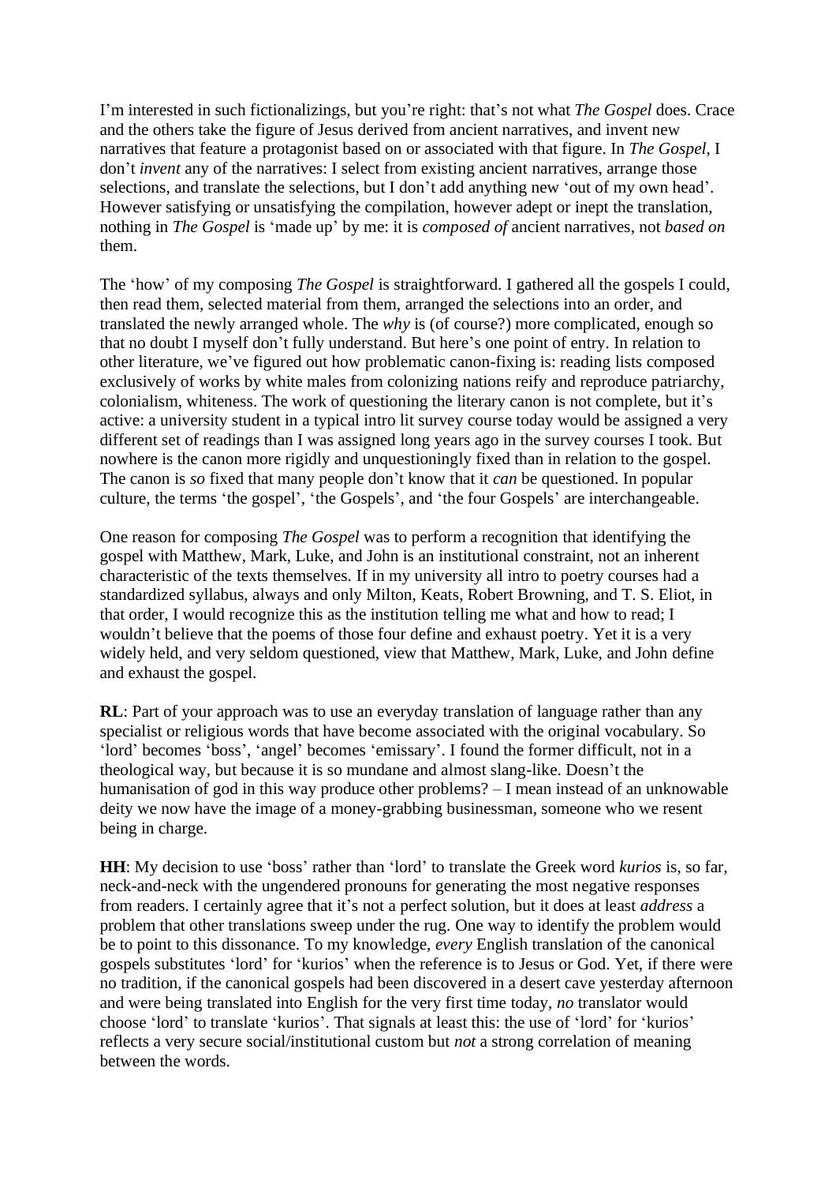I'm interested in such fictionalizings, but you're right: that's not what *The Gospel* does. Crace and the others take the figure of Jesus derived from ancient narratives, and invent new narratives that feature a protagonist based on or associated with that figure. In *The Gospel*, I don't *invent* any of the narratives: I select from existing ancient narratives, arrange those selections, and translate the selections, but I don't add anything new 'out of my own head'. However satisfying or unsatisfying the compilation, however adept or inept the translation, nothing in *The Gospel* is 'made up' by me: it is *composed of* ancient narratives, not *based on* them.

The 'how' of my composing *The Gospel* is straightforward. I gathered all the gospels I could, then read them, selected material from them, arranged the selections into an order, and translated the newly arranged whole. The *why* is (of course?) more complicated, enough so that no doubt I myself don't fully understand. But here's one point of entry. In relation to other literature, we've figured out how problematic canon-fixing is: reading lists composed exclusively of works by white males from colonizing nations reify and reproduce patriarchy, colonialism, whiteness. The work of questioning the literary canon is not complete, but it's active: a university student in a typical intro lit survey course today would be assigned a very different set of readings than I was assigned long years ago in the survey courses I took. But nowhere is the canon more rigidly and unquestioningly fixed than in relation to the gospel. The canon is *so* fixed that many people don't know that it *can* be questioned. In popular culture, the terms 'the gospel', 'the Gospels', and 'the four Gospels' are interchangeable.

One reason for composing *The Gospel* was to perform a recognition that identifying the gospel with Matthew, Mark, Luke, and John is an institutional constraint, not an inherent characteristic of the texts themselves. If in my university all intro to poetry courses had a standardized syllabus, always and only Milton, Keats, Robert Browning, and T. S. Eliot, in that order, I would recognize this as the institution telling me what and how to read; I wouldn't believe that the poems of those four define and exhaust poetry. Yet it is a very widely held, and very seldom questioned, view that Matthew, Mark, Luke, and John define and exhaust the gospel.

**RL**: Part of your approach was to use an everyday translation of language rather than any specialist or religious words that have become associated with the original vocabulary. So 'lord' becomes 'boss', 'angel' becomes 'emissary'. I found the former difficult, not in a theological way, but because it is so mundane and almost slang-like. Doesn't the humanisation of god in this way produce other problems? – I mean instead of an unknowable deity we now have the image of a money-grabbing businessman, someone who we resent being in charge.

**HH**: My decision to use 'boss' rather than 'lord' to translate the Greek word *kurios* is, so far, neck-and-neck with the ungendered pronouns for generating the most negative responses from readers. I certainly agree that it's not a perfect solution, but it does at least *address* a problem that other translations sweep under the rug. One way to identify the problem would be to point to this dissonance. To my knowledge, *every* English translation of the canonical gospels substitutes 'lord' for 'kurios' when the reference is to Jesus or God. Yet, if there were no tradition, if the canonical gospels had been discovered in a desert cave yesterday afternoon and were being translated into English for the very first time today, *no* translator would choose 'lord' to translate 'kurios'. That signals at least this: the use of 'lord' for 'kurios' reflects a very secure social/institutional custom but *not* a strong correlation of meaning between the words.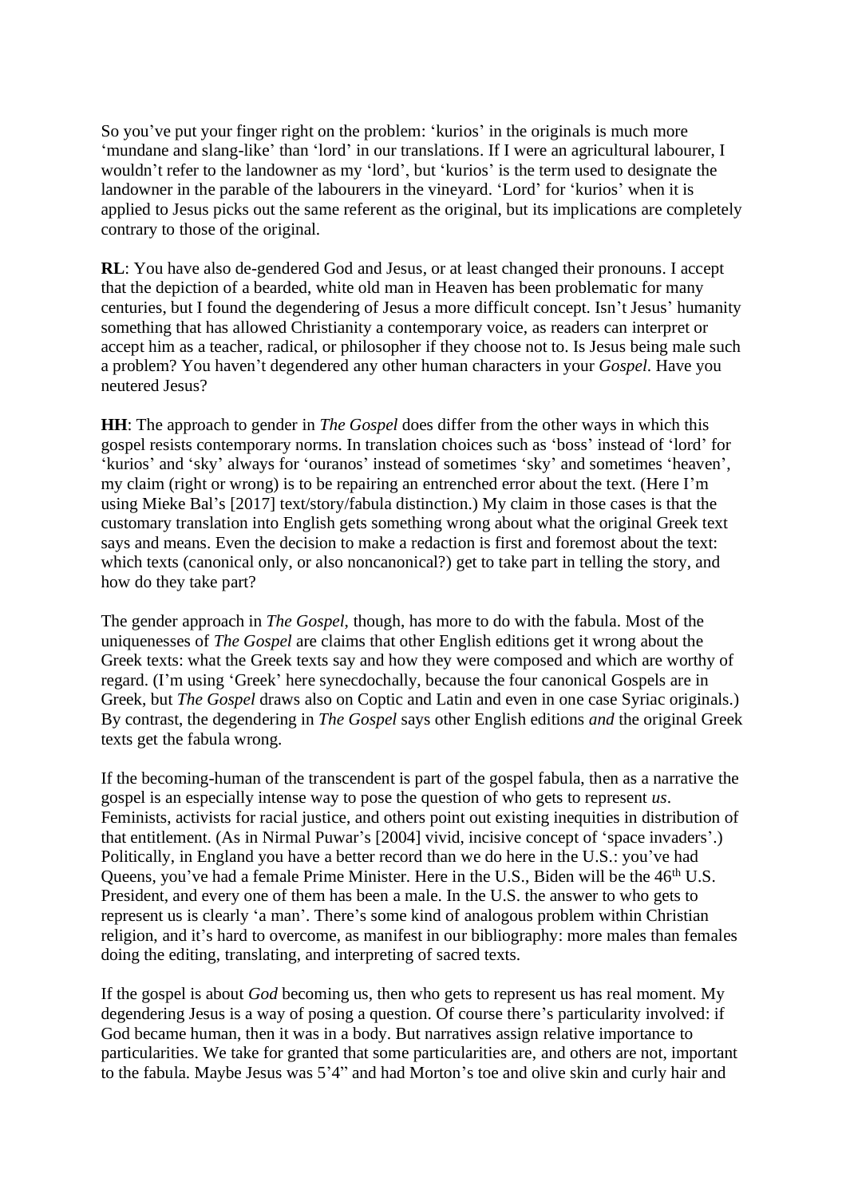So you've put your finger right on the problem: 'kurios' in the originals is much more 'mundane and slang-like' than 'lord' in our translations. If I were an agricultural labourer, I wouldn't refer to the landowner as my 'lord', but 'kurios' is the term used to designate the landowner in the parable of the labourers in the vineyard. 'Lord' for 'kurios' when it is applied to Jesus picks out the same referent as the original, but its implications are completely contrary to those of the original.

**RL**: You have also de-gendered God and Jesus, or at least changed their pronouns. I accept that the depiction of a bearded, white old man in Heaven has been problematic for many centuries, but I found the degendering of Jesus a more difficult concept. Isn't Jesus' humanity something that has allowed Christianity a contemporary voice, as readers can interpret or accept him as a teacher, radical, or philosopher if they choose not to. Is Jesus being male such a problem? You haven't degendered any other human characters in your *Gospel*. Have you neutered Jesus?

**HH**: The approach to gender in *The Gospel* does differ from the other ways in which this gospel resists contemporary norms. In translation choices such as 'boss' instead of 'lord' for 'kurios' and 'sky' always for 'ouranos' instead of sometimes 'sky' and sometimes 'heaven', my claim (right or wrong) is to be repairing an entrenched error about the text. (Here I'm using Mieke Bal's [2017] text/story/fabula distinction.) My claim in those cases is that the customary translation into English gets something wrong about what the original Greek text says and means. Even the decision to make a redaction is first and foremost about the text: which texts (canonical only, or also noncanonical?) get to take part in telling the story, and how do they take part?

The gender approach in *The Gospel*, though, has more to do with the fabula. Most of the uniquenesses of *The Gospel* are claims that other English editions get it wrong about the Greek texts: what the Greek texts say and how they were composed and which are worthy of regard. (I'm using 'Greek' here synecdochally, because the four canonical Gospels are in Greek, but *The Gospel* draws also on Coptic and Latin and even in one case Syriac originals.) By contrast, the degendering in *The Gospel* says other English editions *and* the original Greek texts get the fabula wrong.

If the becoming-human of the transcendent is part of the gospel fabula, then as a narrative the gospel is an especially intense way to pose the question of who gets to represent *us*. Feminists, activists for racial justice, and others point out existing inequities in distribution of that entitlement. (As in Nirmal Puwar's [2004] vivid, incisive concept of 'space invaders'.) Politically, in England you have a better record than we do here in the U.S.: you've had Queens, you've had a female Prime Minister. Here in the U.S., Biden will be the 46th U.S. President, and every one of them has been a male. In the U.S. the answer to who gets to represent us is clearly 'a man'. There's some kind of analogous problem within Christian religion, and it's hard to overcome, as manifest in our bibliography: more males than females doing the editing, translating, and interpreting of sacred texts.

If the gospel is about *God* becoming us, then who gets to represent us has real moment. My degendering Jesus is a way of posing a question. Of course there's particularity involved: if God became human, then it was in a body. But narratives assign relative importance to particularities. We take for granted that some particularities are, and others are not, important to the fabula. Maybe Jesus was 5'4" and had Morton's toe and olive skin and curly hair and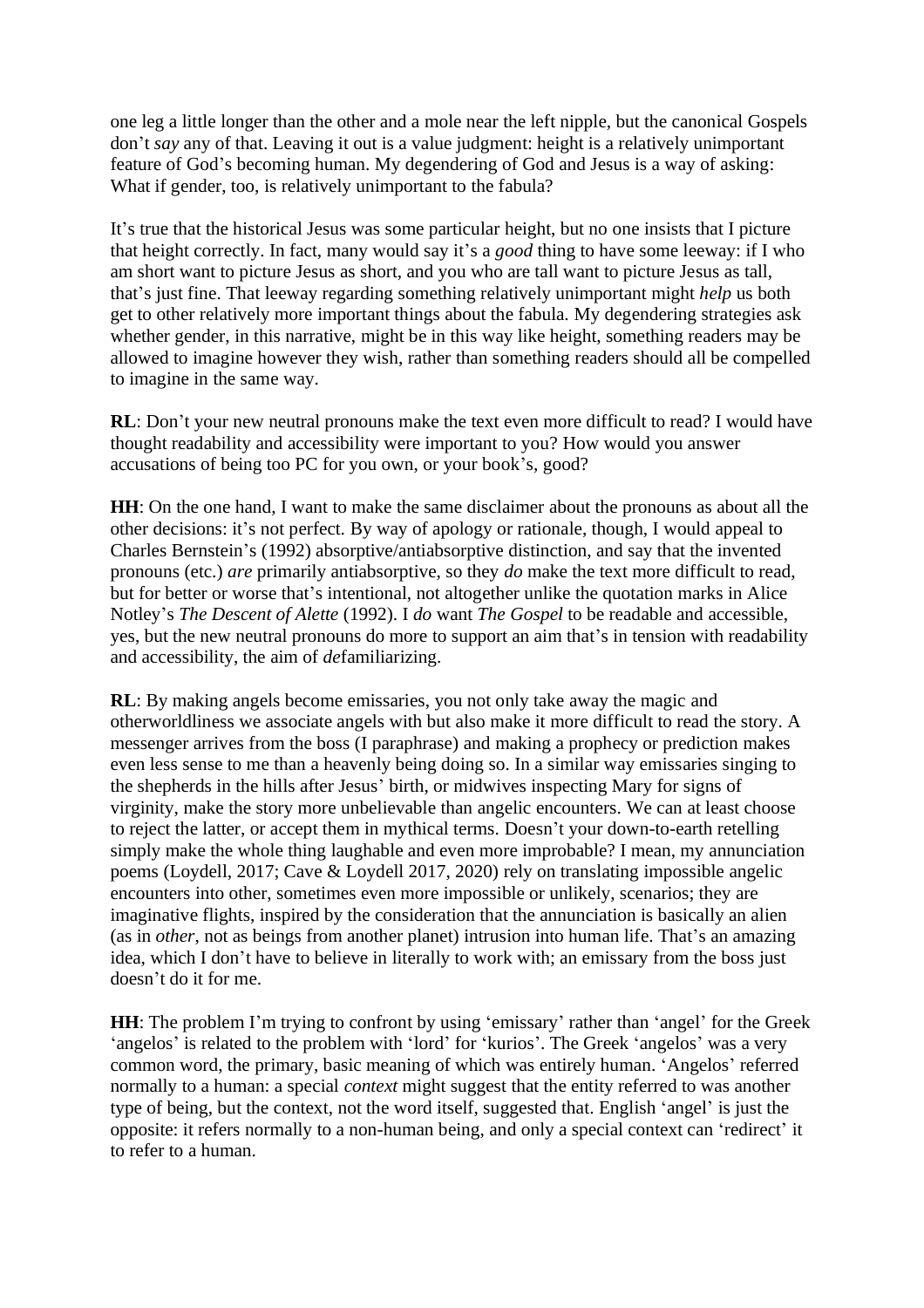one leg a little longer than the other and a mole near the left nipple, but the canonical Gospels don't *say* any of that. Leaving it out is a value judgment: height is a relatively unimportant feature of God's becoming human. My degendering of God and Jesus is a way of asking: What if gender, too, is relatively unimportant to the fabula?

It's true that the historical Jesus was some particular height, but no one insists that I picture that height correctly. In fact, many would say it's a *good* thing to have some leeway: if I who am short want to picture Jesus as short, and you who are tall want to picture Jesus as tall, that's just fine. That leeway regarding something relatively unimportant might *help* us both get to other relatively more important things about the fabula. My degendering strategies ask whether gender, in this narrative, might be in this way like height, something readers may be allowed to imagine however they wish, rather than something readers should all be compelled to imagine in the same way.

**RL**: Don't your new neutral pronouns make the text even more difficult to read? I would have thought readability and accessibility were important to you? How would you answer accusations of being too PC for you own, or your book's, good?

**HH**: On the one hand, I want to make the same disclaimer about the pronouns as about all the other decisions: it's not perfect. By way of apology or rationale, though, I would appeal to Charles Bernstein's (1992) absorptive/antiabsorptive distinction, and say that the invented pronouns (etc.) *are* primarily antiabsorptive, so they *do* make the text more difficult to read, but for better or worse that's intentional, not altogether unlike the quotation marks in Alice Notley's *The Descent of Alette* (1992). I *do* want *The Gospel* to be readable and accessible, yes, but the new neutral pronouns do more to support an aim that's in tension with readability and accessibility, the aim of *de*familiarizing.

**RL**: By making angels become emissaries, you not only take away the magic and otherworldliness we associate angels with but also make it more difficult to read the story. A messenger arrives from the boss (I paraphrase) and making a prophecy or prediction makes even less sense to me than a heavenly being doing so. In a similar way emissaries singing to the shepherds in the hills after Jesus' birth, or midwives inspecting Mary for signs of virginity, make the story more unbelievable than angelic encounters. We can at least choose to reject the latter, or accept them in mythical terms. Doesn't your down-to-earth retelling simply make the whole thing laughable and even more improbable? I mean, my annunciation poems (Loydell, 2017; Cave & Loydell 2017, 2020) rely on translating impossible angelic encounters into other, sometimes even more impossible or unlikely, scenarios; they are imaginative flights, inspired by the consideration that the annunciation is basically an alien (as in *other*, not as beings from another planet) intrusion into human life. That's an amazing idea, which I don't have to believe in literally to work with; an emissary from the boss just doesn't do it for me.

**HH**: The problem I'm trying to confront by using 'emissary' rather than 'angel' for the Greek 'angelos' is related to the problem with 'lord' for 'kurios'. The Greek 'angelos' was a very common word, the primary, basic meaning of which was entirely human. 'Angelos' referred normally to a human: a special *context* might suggest that the entity referred to was another type of being, but the context, not the word itself, suggested that. English 'angel' is just the opposite: it refers normally to a non-human being, and only a special context can 'redirect' it to refer to a human.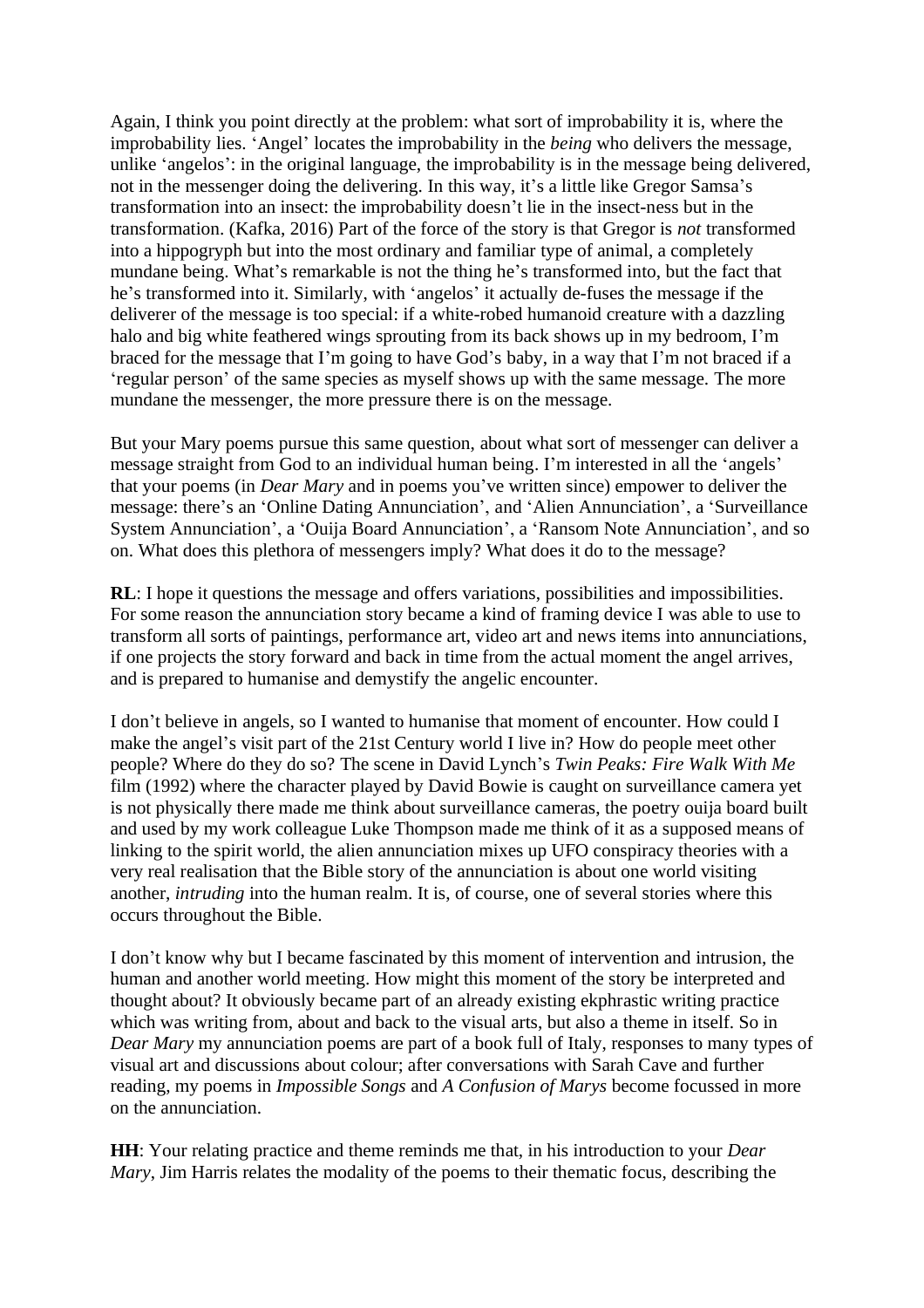Again, I think you point directly at the problem: what sort of improbability it is, where the improbability lies. 'Angel' locates the improbability in the *being* who delivers the message, unlike 'angelos': in the original language, the improbability is in the message being delivered, not in the messenger doing the delivering. In this way, it's a little like Gregor Samsa's transformation into an insect: the improbability doesn't lie in the insect-ness but in the transformation. (Kafka, 2016) Part of the force of the story is that Gregor is *not* transformed into a hippogryph but into the most ordinary and familiar type of animal, a completely mundane being. What's remarkable is not the thing he's transformed into, but the fact that he's transformed into it. Similarly, with 'angelos' it actually de-fuses the message if the deliverer of the message is too special: if a white-robed humanoid creature with a dazzling halo and big white feathered wings sprouting from its back shows up in my bedroom, I'm braced for the message that I'm going to have God's baby, in a way that I'm not braced if a 'regular person' of the same species as myself shows up with the same message. The more mundane the messenger, the more pressure there is on the message.

But your Mary poems pursue this same question, about what sort of messenger can deliver a message straight from God to an individual human being. I'm interested in all the 'angels' that your poems (in *Dear Mary* and in poems you've written since) empower to deliver the message: there's an 'Online Dating Annunciation', and 'Alien Annunciation', a 'Surveillance System Annunciation', a 'Ouija Board Annunciation', a 'Ransom Note Annunciation', and so on. What does this plethora of messengers imply? What does it do to the message?

**RL**: I hope it questions the message and offers variations, possibilities and impossibilities. For some reason the annunciation story became a kind of framing device I was able to use to transform all sorts of paintings, performance art, video art and news items into annunciations, if one projects the story forward and back in time from the actual moment the angel arrives, and is prepared to humanise and demystify the angelic encounter.

I don't believe in angels, so I wanted to humanise that moment of encounter. How could I make the angel's visit part of the 21st Century world I live in? How do people meet other people? Where do they do so? The scene in David Lynch's *Twin Peaks: Fire Walk With Me* film (1992) where the character played by David Bowie is caught on surveillance camera yet is not physically there made me think about surveillance cameras, the poetry ouija board built and used by my work colleague Luke Thompson made me think of it as a supposed means of linking to the spirit world, the alien annunciation mixes up UFO conspiracy theories with a very real realisation that the Bible story of the annunciation is about one world visiting another, *intruding* into the human realm. It is, of course, one of several stories where this occurs throughout the Bible.

I don't know why but I became fascinated by this moment of intervention and intrusion, the human and another world meeting. How might this moment of the story be interpreted and thought about? It obviously became part of an already existing ekphrastic writing practice which was writing from, about and back to the visual arts, but also a theme in itself. So in *Dear Mary* my annunciation poems are part of a book full of Italy, responses to many types of visual art and discussions about colour; after conversations with Sarah Cave and further reading, my poems in *Impossible Songs* and *A Confusion of Marys* become focussed in more on the annunciation.

**HH**: Your relating practice and theme reminds me that, in his introduction to your *Dear Mary*, Jim Harris relates the modality of the poems to their thematic focus, describing the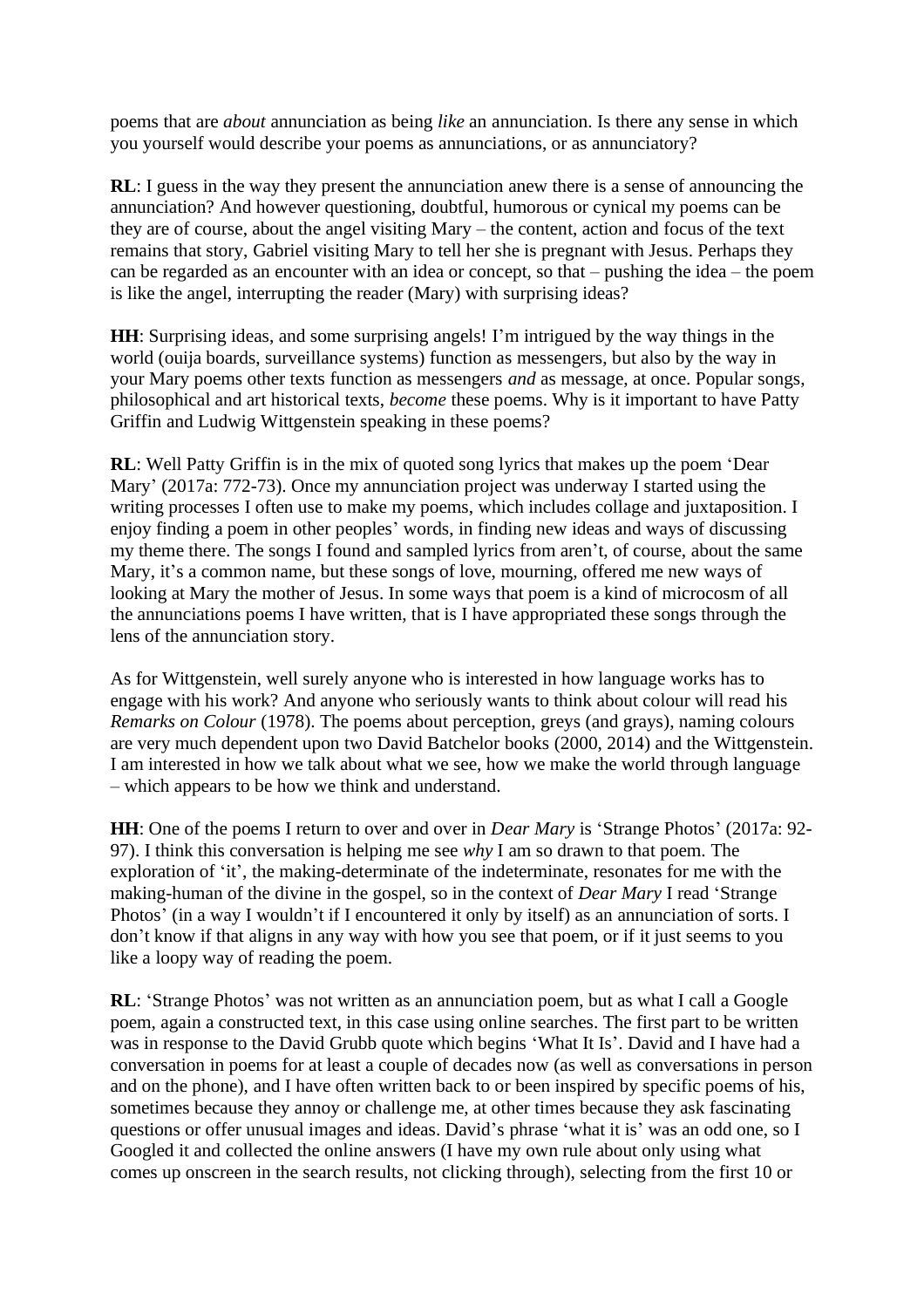poems that are *about* annunciation as being *like* an annunciation. Is there any sense in which you yourself would describe your poems as annunciations, or as annunciatory?

**RL**: I guess in the way they present the annunciation anew there is a sense of announcing the annunciation? And however questioning, doubtful, humorous or cynical my poems can be they are of course, about the angel visiting Mary – the content, action and focus of the text remains that story, Gabriel visiting Mary to tell her she is pregnant with Jesus. Perhaps they can be regarded as an encounter with an idea or concept, so that – pushing the idea – the poem is like the angel, interrupting the reader (Mary) with surprising ideas?

**HH**: Surprising ideas, and some surprising angels! I'm intrigued by the way things in the world (ouija boards, surveillance systems) function as messengers, but also by the way in your Mary poems other texts function as messengers *and* as message, at once. Popular songs, philosophical and art historical texts, *become* these poems. Why is it important to have Patty Griffin and Ludwig Wittgenstein speaking in these poems?

**RL**: Well Patty Griffin is in the mix of quoted song lyrics that makes up the poem 'Dear Mary' (2017a: 772-73). Once my annunciation project was underway I started using the writing processes I often use to make my poems, which includes collage and juxtaposition. I enjoy finding a poem in other peoples' words, in finding new ideas and ways of discussing my theme there. The songs I found and sampled lyrics from aren't, of course, about the same Mary, it's a common name, but these songs of love, mourning, offered me new ways of looking at Mary the mother of Jesus. In some ways that poem is a kind of microcosm of all the annunciations poems I have written, that is I have appropriated these songs through the lens of the annunciation story.

As for Wittgenstein, well surely anyone who is interested in how language works has to engage with his work? And anyone who seriously wants to think about colour will read his *Remarks on Colour* (1978). The poems about perception, greys (and grays), naming colours are very much dependent upon two David Batchelor books (2000, 2014) and the Wittgenstein. I am interested in how we talk about what we see, how we make the world through language – which appears to be how we think and understand.

**HH**: One of the poems I return to over and over in *Dear Mary* is 'Strange Photos' (2017a: 92-97). I think this conversation is helping me see *why* I am so drawn to that poem. The exploration of 'it', the making-determinate of the indeterminate, resonates for me with the making-human of the divine in the gospel, so in the context of *Dear Mary* I read 'Strange Photos' (in a way I wouldn't if I encountered it only by itself) as an annunciation of sorts. I don't know if that aligns in any way with how you see that poem, or if it just seems to you like a loopy way of reading the poem.

**RL**: 'Strange Photos' was not written as an annunciation poem, but as what I call a Google poem, again a constructed text, in this case using online searches. The first part to be written was in response to the David Grubb quote which begins 'What It Is'. David and I have had a conversation in poems for at least a couple of decades now (as well as conversations in person and on the phone), and I have often written back to or been inspired by specific poems of his, sometimes because they annoy or challenge me, at other times because they ask fascinating questions or offer unusual images and ideas. David's phrase 'what it is' was an odd one, so I Googled it and collected the online answers (I have my own rule about only using what comes up onscreen in the search results, not clicking through), selecting from the first 10 or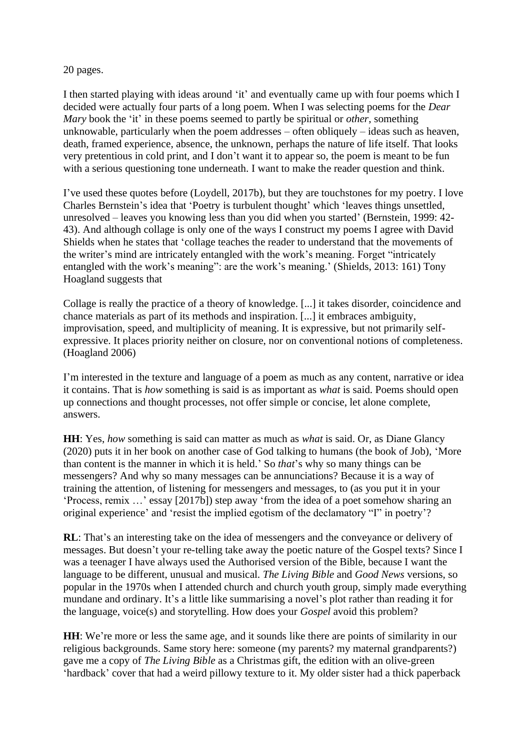20 pages.

I then started playing with ideas around 'it' and eventually came up with four poems which I decided were actually four parts of a long poem. When I was selecting poems for the *Dear Mary* book the 'it' in these poems seemed to partly be spiritual or *other*, something unknowable, particularly when the poem addresses – often obliquely – ideas such as heaven, death, framed experience, absence, the unknown, perhaps the nature of life itself. That looks very pretentious in cold print, and I don't want it to appear so, the poem is meant to be fun with a serious questioning tone underneath. I want to make the reader question and think.

I've used these quotes before (Loydell, 2017b), but they are touchstones for my poetry. I love Charles Bernstein's idea that 'Poetry is turbulent thought' which 'leaves things unsettled, unresolved – leaves you knowing less than you did when you started' (Bernstein, 1999: 42-43). And although collage is only one of the ways I construct my poems I agree with David Shields when he states that 'collage teaches the reader to understand that the movements of the writer's mind are intricately entangled with the work's meaning. Forget "intricately entangled with the work's meaning": are the work's meaning.' (Shields, 2013: 161) Tony Hoagland suggests that

> Collage is really the practice of a theory of knowledge. [...] it takes disorder, coincidence and chance materials as part of its methods and inspiration. [...] it embraces ambiguity, improvisation, speed, and multiplicity of meaning. It is expressive, but not primarily self-expressive. It places priority neither on closure, nor on conventional notions of completeness. (Hoagland 2006)

I'm interested in the texture and language of a poem as much as any content, narrative or idea it contains. That is *how* something is said is as important as *what* is said. Poems should open up connections and thought processes, not offer simple or concise, let alone complete, answers.

**HH**: Yes, *how* something is said can matter as much as *what* is said. Or, as Diane Glancy (2020) puts it in her book on another case of God talking to humans (the book of Job), 'More than content is the manner in which it is held.' So *that*'s why so many things can be messengers? And why so many messages can be annunciations? Because it is a way of training the attention, of listening for messengers and messages, to (as you put it in your 'Process, remix …' essay [2017b]) step away 'from the idea of a poet somehow sharing an original experience' and 'resist the implied egotism of the declamatory "I" in poetry'?

**RL**: That's an interesting take on the idea of messengers and the conveyance or delivery of messages. But doesn't your re-telling take away the poetic nature of the Gospel texts? Since I was a teenager I have always used the Authorised version of the Bible, because I want the language to be different, unusual and musical. *The Living Bible* and *Good News* versions, so popular in the 1970s when I attended church and church youth group, simply made everything mundane and ordinary. It's a little like summarising a novel's plot rather than reading it for the language, voice(s) and storytelling. How does your *Gospel* avoid this problem?

**HH**: We're more or less the same age, and it sounds like there are points of similarity in our religious backgrounds. Same story here: someone (my parents? my maternal grandparents?) gave me a copy of *The Living Bible* as a Christmas gift, the edition with an olive-green 'hardback' cover that had a weird pillowy texture to it. My older sister had a thick paperback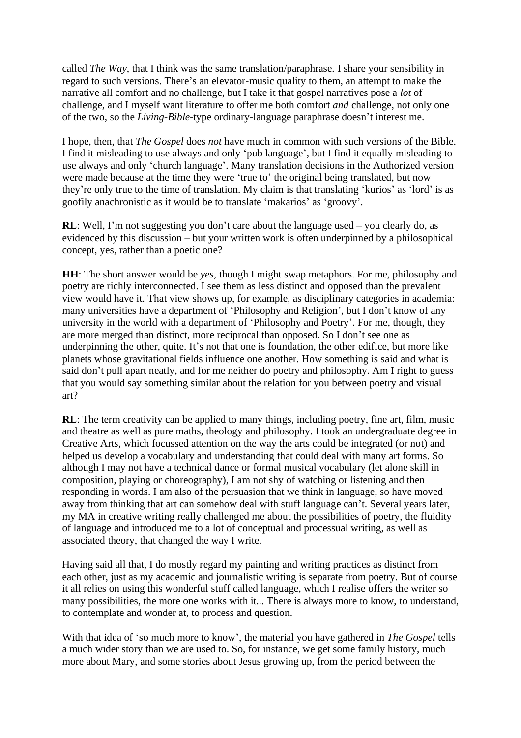called *The Way*, that I think was the same translation/paraphrase. I share your sensibility in regard to such versions. There's an elevator-music quality to them, an attempt to make the narrative all comfort and no challenge, but I take it that gospel narratives pose a *lot* of challenge, and I myself want literature to offer me both comfort *and* challenge, not only one of the two, so the *Living-Bible*-type ordinary-language paraphrase doesn't interest me.

I hope, then, that *The Gospel* does *not* have much in common with such versions of the Bible. I find it misleading to use always and only 'pub language', but I find it equally misleading to use always and only 'church language'. Many translation decisions in the Authorized version were made because at the time they were 'true to' the original being translated, but now they're only true to the time of translation. My claim is that translating 'kurios' as 'lord' is as goofily anachronistic as it would be to translate 'makarios' as 'groovy'.

**RL**: Well, I'm not suggesting you don't care about the language used – you clearly do, as evidenced by this discussion – but your written work is often underpinned by a philosophical concept, yes, rather than a poetic one?

**HH**: The short answer would be *yes*, though I might swap metaphors. For me, philosophy and poetry are richly interconnected. I see them as less distinct and opposed than the prevalent view would have it. That view shows up, for example, as disciplinary categories in academia: many universities have a department of 'Philosophy and Religion', but I don't know of any university in the world with a department of 'Philosophy and Poetry'. For me, though, they are more merged than distinct, more reciprocal than opposed. So I don't see one as underpinning the other, quite. It's not that one is foundation, the other edifice, but more like planets whose gravitational fields influence one another. How something is said and what is said don't pull apart neatly, and for me neither do poetry and philosophy. Am I right to guess that you would say something similar about the relation for you between poetry and visual art?

**RL**: The term creativity can be applied to many things, including poetry, fine art, film, music and theatre as well as pure maths, theology and philosophy. I took an undergraduate degree in Creative Arts, which focussed attention on the way the arts could be integrated (or not) and helped us develop a vocabulary and understanding that could deal with many art forms. So although I may not have a technical dance or formal musical vocabulary (let alone skill in composition, playing or choreography), I am not shy of watching or listening and then responding in words. I am also of the persuasion that we think in language, so have moved away from thinking that art can somehow deal with stuff language can't. Several years later, my MA in creative writing really challenged me about the possibilities of poetry, the fluidity of language and introduced me to a lot of conceptual and processual writing, as well as associated theory, that changed the way I write.

Having said all that, I do mostly regard my painting and writing practices as distinct from each other, just as my academic and journalistic writing is separate from poetry. But of course it all relies on using this wonderful stuff called language, which I realise offers the writer so many possibilities, the more one works with it... There is always more to know, to understand, to contemplate and wonder at, to process and question.

With that idea of 'so much more to know', the material you have gathered in *The Gospel* tells a much wider story than we are used to. So, for instance, we get some family history, much more about Mary, and some stories about Jesus growing up, from the period between the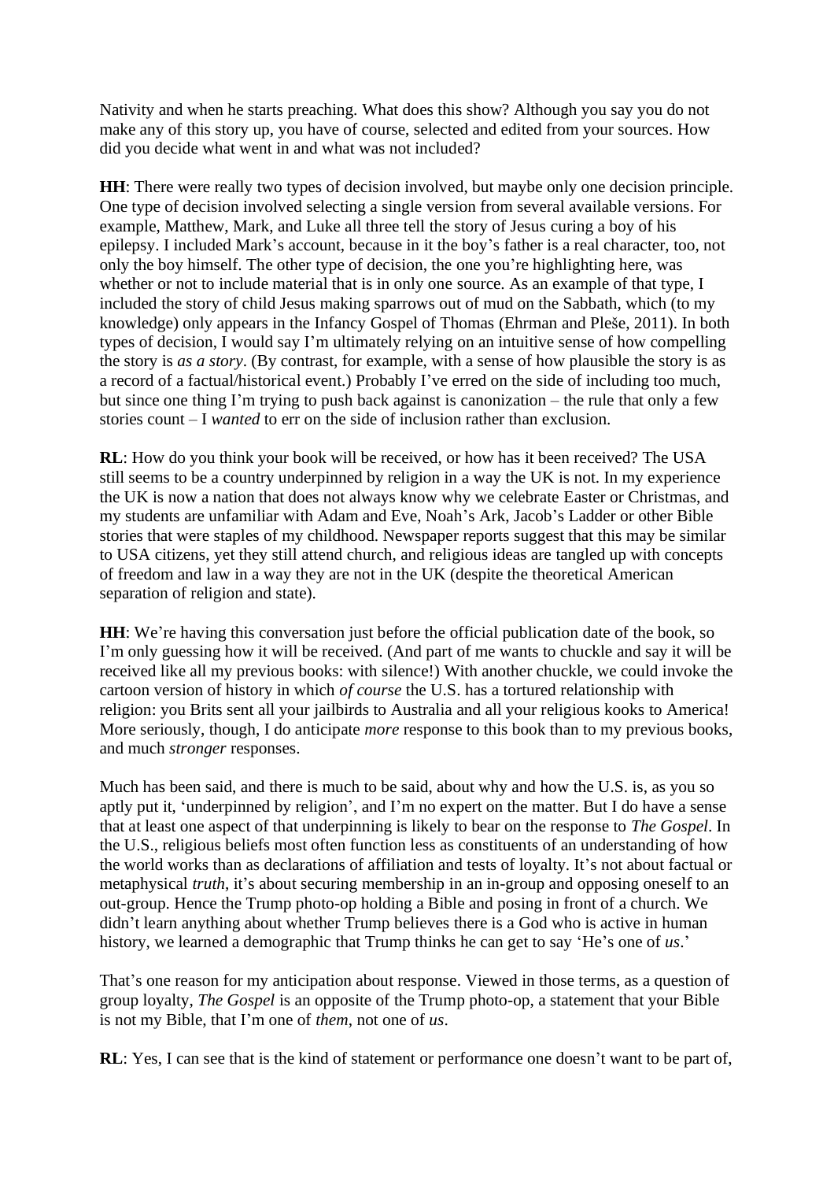Nativity and when he starts preaching. What does this show? Although you say you do not make any of this story up, you have of course, selected and edited from your sources. How did you decide what went in and what was not included?

**HH**: There were really two types of decision involved, but maybe only one decision principle. One type of decision involved selecting a single version from several available versions. For example, Matthew, Mark, and Luke all three tell the story of Jesus curing a boy of his epilepsy. I included Mark's account, because in it the boy's father is a real character, too, not only the boy himself. The other type of decision, the one you're highlighting here, was whether or not to include material that is in only one source. As an example of that type, I included the story of child Jesus making sparrows out of mud on the Sabbath, which (to my knowledge) only appears in the Infancy Gospel of Thomas (Ehrman and Pleše, 2011). In both types of decision, I would say I'm ultimately relying on an intuitive sense of how compelling the story is *as a story*. (By contrast, for example, with a sense of how plausible the story is as a record of a factual/historical event.) Probably I've erred on the side of including too much, but since one thing I'm trying to push back against is canonization – the rule that only a few stories count – I *wanted* to err on the side of inclusion rather than exclusion.

**RL**: How do you think your book will be received, or how has it been received? The USA still seems to be a country underpinned by religion in a way the UK is not. In my experience the UK is now a nation that does not always know why we celebrate Easter or Christmas, and my students are unfamiliar with Adam and Eve, Noah's Ark, Jacob's Ladder or other Bible stories that were staples of my childhood. Newspaper reports suggest that this may be similar to USA citizens, yet they still attend church, and religious ideas are tangled up with concepts of freedom and law in a way they are not in the UK (despite the theoretical American separation of religion and state).

**HH**: We're having this conversation just before the official publication date of the book, so I'm only guessing how it will be received. (And part of me wants to chuckle and say it will be received like all my previous books: with silence!) With another chuckle, we could invoke the cartoon version of history in which *of course* the U.S. has a tortured relationship with religion: you Brits sent all your jailbirds to Australia and all your religious kooks to America! More seriously, though, I do anticipate *more* response to this book than to my previous books, and much *stronger* responses.

Much has been said, and there is much to be said, about why and how the U.S. is, as you so aptly put it, 'underpinned by religion', and I'm no expert on the matter. But I do have a sense that at least one aspect of that underpinning is likely to bear on the response to *The Gospel*. In the U.S., religious beliefs most often function less as constituents of an understanding of how the world works than as declarations of affiliation and tests of loyalty. It's not about factual or metaphysical *truth*, it's about securing membership in an in-group and opposing oneself to an out-group. Hence the Trump photo-op holding a Bible and posing in front of a church. We didn't learn anything about whether Trump believes there is a God who is active in human history, we learned a demographic that Trump thinks he can get to say 'He's one of *us*.'

That's one reason for my anticipation about response. Viewed in those terms, as a question of group loyalty, *The Gospel* is an opposite of the Trump photo-op, a statement that your Bible is not my Bible, that I'm one of *them*, not one of *us*.

**RL**: Yes, I can see that is the kind of statement or performance one doesn't want to be part of,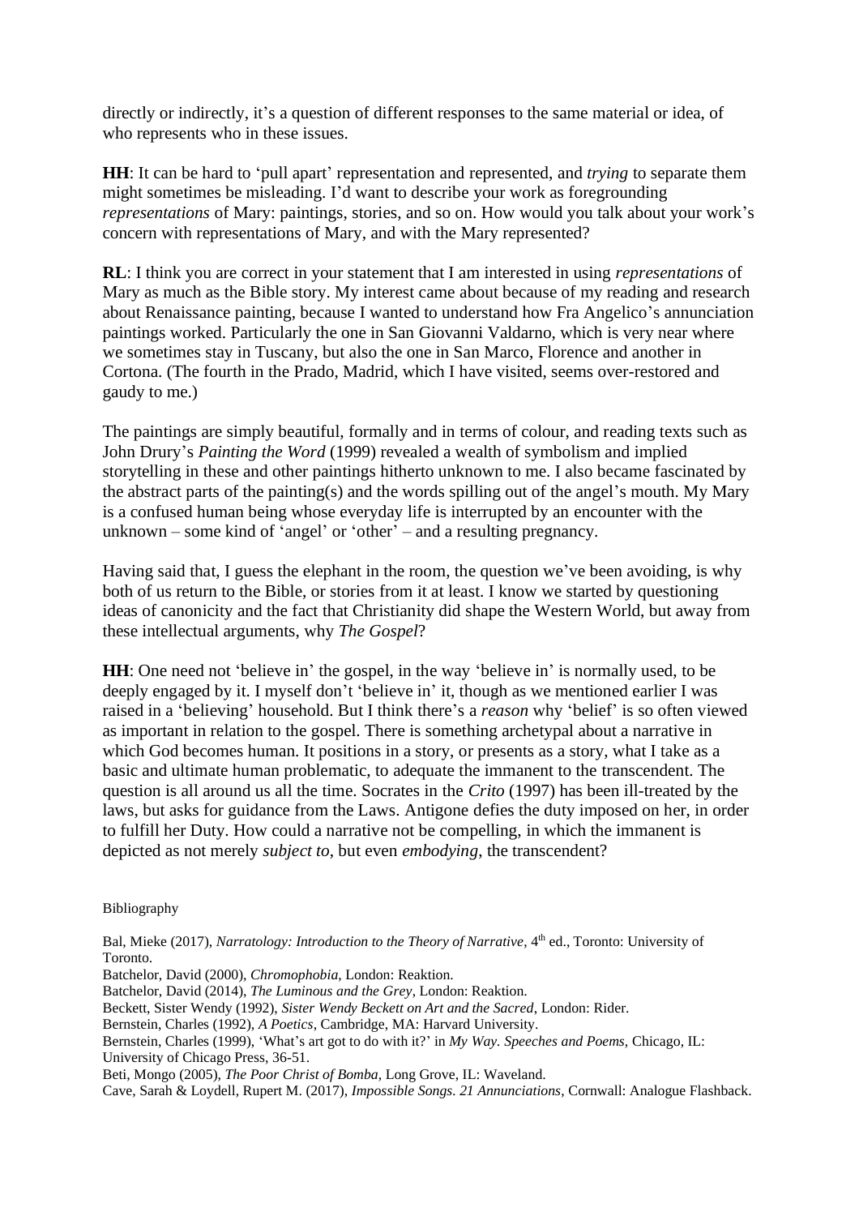directly or indirectly, it's a question of different responses to the same material or idea, of who represents who in these issues.

**HH**: It can be hard to 'pull apart' representation and represented, and *trying* to separate them might sometimes be misleading. I'd want to describe your work as foregrounding *representations* of Mary: paintings, stories, and so on. How would you talk about your work's concern with representations of Mary, and with the Mary represented?

**RL**: I think you are correct in your statement that I am interested in using *representations* of Mary as much as the Bible story. My interest came about because of my reading and research about Renaissance painting, because I wanted to understand how Fra Angelico's annunciation paintings worked. Particularly the one in San Giovanni Valdarno, which is very near where we sometimes stay in Tuscany, but also the one in San Marco, Florence and another in Cortona. (The fourth in the Prado, Madrid, which I have visited, seems over-restored and gaudy to me.)

The paintings are simply beautiful, formally and in terms of colour, and reading texts such as John Drury's *Painting the Word* (1999) revealed a wealth of symbolism and implied storytelling in these and other paintings hitherto unknown to me. I also became fascinated by the abstract parts of the painting(s) and the words spilling out of the angel's mouth. My Mary is a confused human being whose everyday life is interrupted by an encounter with the unknown – some kind of 'angel' or 'other' – and a resulting pregnancy.

Having said that, I guess the elephant in the room, the question we've been avoiding, is why both of us return to the Bible, or stories from it at least. I know we started by questioning ideas of canonicity and the fact that Christianity did shape the Western World, but away from these intellectual arguments, why *The Gospel*?

**HH**: One need not 'believe in' the gospel, in the way 'believe in' is normally used, to be deeply engaged by it. I myself don't 'believe in' it, though as we mentioned earlier I was raised in a 'believing' household. But I think there's a *reason* why 'belief' is so often viewed as important in relation to the gospel. There is something archetypal about a narrative in which God becomes human. It positions in a story, or presents as a story, what I take as a basic and ultimate human problematic, to adequate the immanent to the transcendent. The question is all around us all the time. Socrates in the *Crito* (1997) has been ill-treated by the laws, but asks for guidance from the Laws. Antigone defies the duty imposed on her, in order to fulfill her Duty. How could a narrative not be compelling, in which the immanent is depicted as not merely *subject to*, but even *embodying*, the transcendent?

Bibliography

Bal, Mieke (2017), *Narratology: Introduction to the Theory of Narrative*, 4th ed., Toronto: University of Toronto.

Batchelor, David (2000), *Chromophobia*, London: Reaktion.

Batchelor, David (2014), *The Luminous and the Grey*, London: Reaktion.

Beckett, Sister Wendy (1992), *Sister Wendy Beckett on Art and the Sacred*, London: Rider.

Bernstein, Charles (1992), *A Poetics*, Cambridge, MA: Harvard University.

Bernstein, Charles (1999), 'What's art got to do with it?' in *My Way. Speeches and Poems*, Chicago, IL: University of Chicago Press, 36-51.

Beti, Mongo (2005), *The Poor Christ of Bomba*, Long Grove, IL: Waveland.

Cave, Sarah & Loydell, Rupert M. (2017), *Impossible Songs. 21 Annunciations*, Cornwall: Analogue Flashback.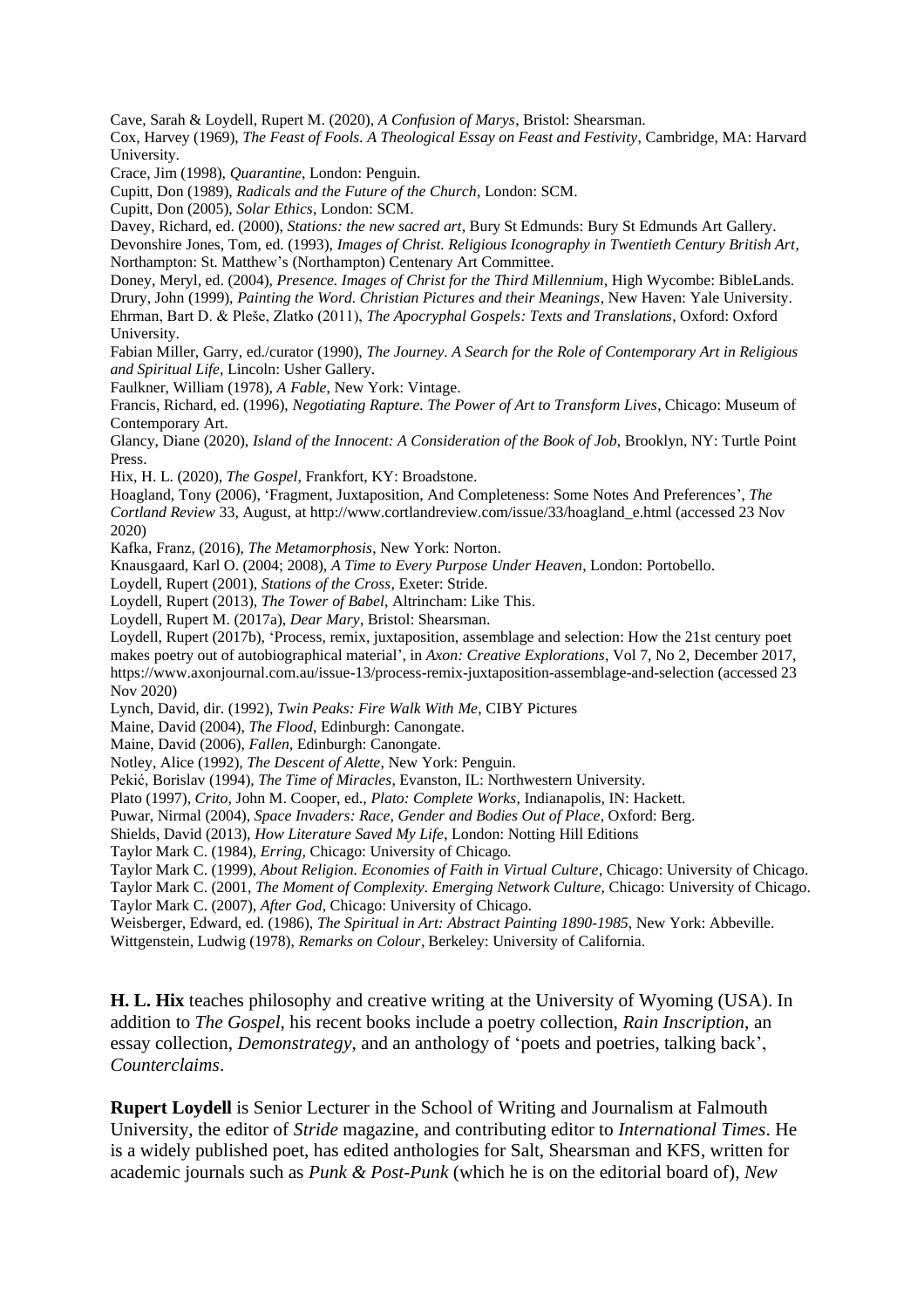Cave, Sarah & Loydell, Rupert M. (2020), *A Confusion of Marys*, Bristol: Shearsman.

Cox, Harvey (1969), *The Feast of Fools. A Theological Essay on Feast and Festivity*, Cambridge, MA: Harvard University.

Crace, Jim (1998), *Quarantine*, London: Penguin.

Cupitt, Don (1989), *Radicals and the Future of the Church*, London: SCM.

Cupitt, Don (2005), *Solar Ethics*, London: SCM.

Davey, Richard, ed. (2000), *Stations: the new sacred art*, Bury St Edmunds: Bury St Edmunds Art Gallery.

Devonshire Jones, Tom, ed. (1993), *Images of Christ. Religious Iconography in Twentieth Century British Art*, Northampton: St. Matthew's (Northampton) Centenary Art Committee.

Doney, Meryl, ed. (2004), *Presence. Images of Christ for the Third Millennium*, High Wycombe: BibleLands.

Drury, John (1999), *Painting the Word. Christian Pictures and their Meanings*, New Haven: Yale University.

Ehrman, Bart D. & Pleše, Zlatko (2011), *The Apocryphal Gospels: Texts and Translations*, Oxford: Oxford University.

Fabian Miller, Garry, ed./curator (1990), *The Journey. A Search for the Role of Contemporary Art in Religious and Spiritual Life*, Lincoln: Usher Gallery.

Faulkner, William (1978), *A Fable*, New York: Vintage.

Francis, Richard, ed. (1996), *Negotiating Rapture. The Power of Art to Transform Lives*, Chicago: Museum of Contemporary Art.

Glancy, Diane (2020), *Island of the Innocent: A Consideration of the Book of Job*, Brooklyn, NY: Turtle Point Press.

Hix, H. L. (2020), *The Gospel*, Frankfort, KY: Broadstone.

Hoagland, Tony (2006), 'Fragment, Juxtaposition, And Completeness: Some Notes And Preferences', *The Cortland Review* 33, August, at http://www.cortlandreview.com/issue/33/hoagland_e.html (accessed 23 Nov 2020)

Kafka, Franz, (2016), *The Metamorphosis*, New York: Norton.

Knausgaard, Karl O. (2004; 2008), *A Time to Every Purpose Under Heaven*, London: Portobello.

Loydell, Rupert (2001), *Stations of the Cross*, Exeter: Stride.

Loydell, Rupert (2013), *The Tower of Babel*, Altrincham: Like This.

Loydell, Rupert M. (2017a), *Dear Mary*, Bristol: Shearsman.

Loydell, Rupert (2017b), 'Process, remix, juxtaposition, assemblage and selection: How the 21st century poet makes poetry out of autobiographical material', in *Axon: Creative Explorations*, Vol 7, No 2, December 2017, https://www.axonjournal.com.au/issue-13/process-remix-juxtaposition-assemblage-and-selection (accessed 23 Nov 2020)

Lynch, David, dir. (1992), *Twin Peaks: Fire Walk With Me*, CIBY Pictures

Maine, David (2004), *The Flood*, Edinburgh: Canongate.

Maine, David (2006), *Fallen*, Edinburgh: Canongate.

Notley, Alice (1992), *The Descent of Alette*, New York: Penguin.

Pekić, Borislav (1994), *The Time of Miracles*, Evanston, IL: Northwestern University.

Plato (1997), *Crito*, John M. Cooper, ed., *Plato: Complete Works*, Indianapolis, IN: Hackett.

Puwar, Nirmal (2004), *Space Invaders: Race, Gender and Bodies Out of Place*, Oxford: Berg.

Shields, David (2013), *How Literature Saved My Life*, London: Notting Hill Editions

Taylor Mark C. (1984), *Erring*, Chicago: University of Chicago.

Taylor Mark C. (1999), *About Religion. Economies of Faith in Virtual Culture*, Chicago: University of Chicago.

Taylor Mark C. (2001, *The Moment of Complexity. Emerging Network Culture*, Chicago: University of Chicago.

Taylor Mark C. (2007), *After God*, Chicago: University of Chicago.

Weisberger, Edward, ed. (1986), *The Spiritual in Art: Abstract Painting 1890-1985*, New York: Abbeville.

Wittgenstein, Ludwig (1978), *Remarks on Colour*, Berkeley: University of California.

**H. L. Hix** teaches philosophy and creative writing at the University of Wyoming (USA). In addition to *The Gospel*, his recent books include a poetry collection, *Rain Inscription*, an essay collection, *Demonstrategy*, and an anthology of 'poets and poetries, talking back', *Counterclaims*.

**Rupert Loydell** is Senior Lecturer in the School of Writing and Journalism at Falmouth University, the editor of *Stride* magazine, and contributing editor to *International Times*. He is a widely published poet, has edited anthologies for Salt, Shearsman and KFS, written for academic journals such as *Punk & Post-Punk* (which he is on the editorial board of), *New*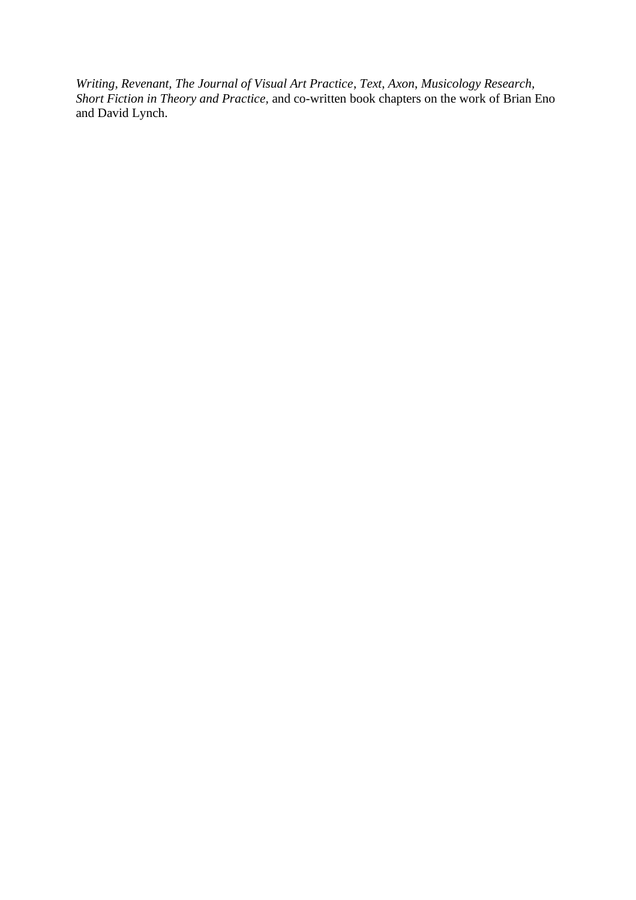*Writing, Revenant, The Journal of Visual Art Practice*, *Text*, *Axon*, *Musicology Research, Short Fiction in Theory and Practice,* and co-written book chapters on the work of Brian Eno and David Lynch.